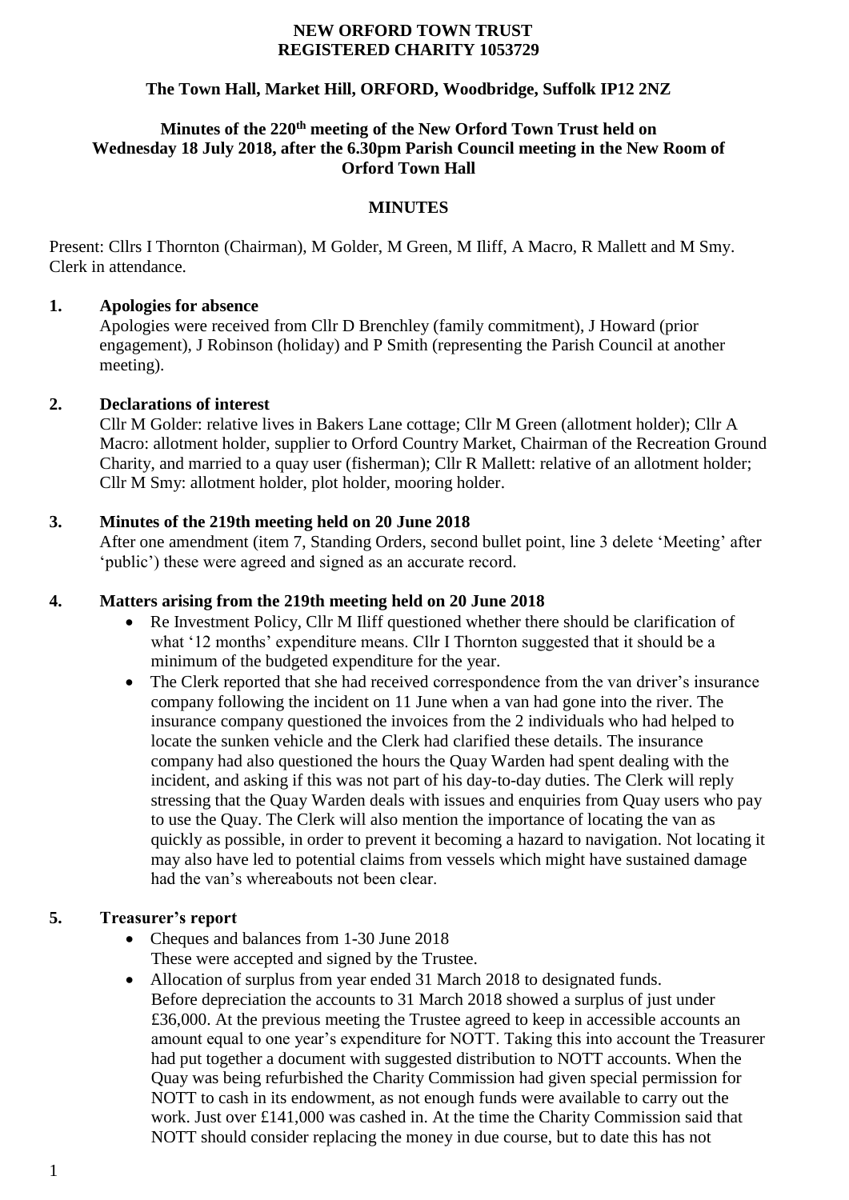**NEW ORFORD TOWN TRUST**
**REGISTERED CHARITY 1053729**

**The Town Hall, Market Hill, ORFORD, Woodbridge, Suffolk IP12 2NZ**

**Minutes of the 220th meeting of the New Orford Town Trust held on Wednesday 18 July 2018, after the 6.30pm Parish Council meeting in the New Room of Orford Town Hall**

**MINUTES**

Present: Cllrs I Thornton (Chairman), M Golder, M Green, M Iliff, A Macro, R Mallett and M Smy. Clerk in attendance.

**1. Apologies for absence**

Apologies were received from Cllr D Brenchley (family commitment), J Howard (prior engagement), J Robinson (holiday) and P Smith (representing the Parish Council at another meeting).

**2. Declarations of interest**

Cllr M Golder: relative lives in Bakers Lane cottage; Cllr M Green (allotment holder); Cllr A Macro: allotment holder, supplier to Orford Country Market, Chairman of the Recreation Ground Charity, and married to a quay user (fisherman); Cllr R Mallett: relative of an allotment holder; Cllr M Smy: allotment holder, plot holder, mooring holder.

**3. Minutes of the 219th meeting held on 20 June 2018**

After one amendment (item 7, Standing Orders, second bullet point, line 3 delete 'Meeting' after 'public') these were agreed and signed as an accurate record.

**4. Matters arising from the 219th meeting held on 20 June 2018**

- Re Investment Policy, Cllr M Iliff questioned whether there should be clarification of what '12 months' expenditure means. Cllr I Thornton suggested that it should be a minimum of the budgeted expenditure for the year.
- The Clerk reported that she had received correspondence from the van driver's insurance company following the incident on 11 June when a van had gone into the river. The insurance company questioned the invoices from the 2 individuals who had helped to locate the sunken vehicle and the Clerk had clarified these details. The insurance company had also questioned the hours the Quay Warden had spent dealing with the incident, and asking if this was not part of his day-to-day duties. The Clerk will reply stressing that the Quay Warden deals with issues and enquiries from Quay users who pay to use the Quay. The Clerk will also mention the importance of locating the van as quickly as possible, in order to prevent it becoming a hazard to navigation. Not locating it may also have led to potential claims from vessels which might have sustained damage had the van's whereabouts not been clear.

**5. Treasurer's report**

- Cheques and balances from 1-30 June 2018
  These were accepted and signed by the Trustee.
- Allocation of surplus from year ended 31 March 2018 to designated funds.
  Before depreciation the accounts to 31 March 2018 showed a surplus of just under £36,000. At the previous meeting the Trustee agreed to keep in accessible accounts an amount equal to one year's expenditure for NOTT. Taking this into account the Treasurer had put together a document with suggested distribution to NOTT accounts. When the Quay was being refurbished the Charity Commission had given special permission for NOTT to cash in its endowment, as not enough funds were available to carry out the work. Just over £141,000 was cashed in. At the time the Charity Commission said that NOTT should consider replacing the money in due course, but to date this has not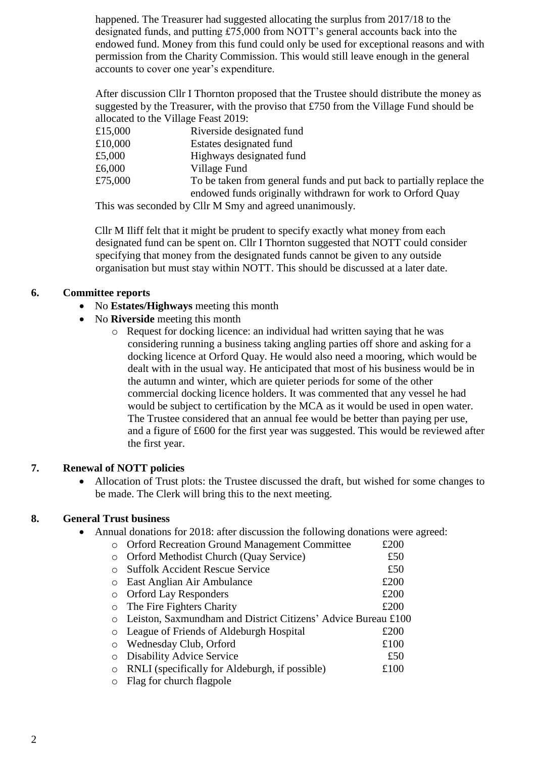happened. The Treasurer had suggested allocating the surplus from 2017/18 to the designated funds, and putting £75,000 from NOTT's general accounts back into the endowed fund. Money from this fund could only be used for exceptional reasons and with permission from the Charity Commission. This would still leave enough in the general accounts to cover one year's expenditure.

After discussion Cllr I Thornton proposed that the Trustee should distribute the money as suggested by the Treasurer, with the proviso that £750 from the Village Fund should be allocated to the Village Feast 2019:

| | |
|---|---|
| £15,000 | Riverside designated fund |
| £10,000 | Estates designated fund |
| £5,000 | Highways designated fund |
| £6,000 | Village Fund |
| £75,000 | To be taken from general funds and put back to partially replace the endowed funds originally withdrawn for work to Orford Quay |

This was seconded by Cllr M Smy and agreed unanimously.

Cllr M Iliff felt that it might be prudent to specify exactly what money from each designated fund can be spent on. Cllr I Thornton suggested that NOTT could consider specifying that money from the designated funds cannot be given to any outside organisation but must stay within NOTT. This should be discussed at a later date.

**6. Committee reports**

- No **Estates/Highways** meeting this month
- No **Riverside** meeting this month
  - Request for docking licence: an individual had written saying that he was considering running a business taking angling parties off shore and asking for a docking licence at Orford Quay. He would also need a mooring, which would be dealt with in the usual way. He anticipated that most of his business would be in the autumn and winter, which are quieter periods for some of the other commercial docking licence holders. It was commented that any vessel he had would be subject to certification by the MCA as it would be used in open water. The Trustee considered that an annual fee would be better than paying per use, and a figure of £600 for the first year was suggested. This would be reviewed after the first year.

**7. Renewal of NOTT policies**

- Allocation of Trust plots: the Trustee discussed the draft, but wished for some changes to be made. The Clerk will bring this to the next meeting.

**8. General Trust business**

- Annual donations for 2018: after discussion the following donations were agreed:
  - Orford Recreation Ground Management Committee £200
  - Orford Methodist Church (Quay Service) £50
  - Suffolk Accident Rescue Service £50
  - East Anglian Air Ambulance £200
  - Orford Lay Responders £200
  - The Fire Fighters Charity £200
  - Leiston, Saxmundham and District Citizens' Advice Bureau £100
  - League of Friends of Aldeburgh Hospital £200
  - Wednesday Club, Orford £100
  - Disability Advice Service £50
  - RNLI (specifically for Aldeburgh, if possible) £100
  - Flag for church flagpole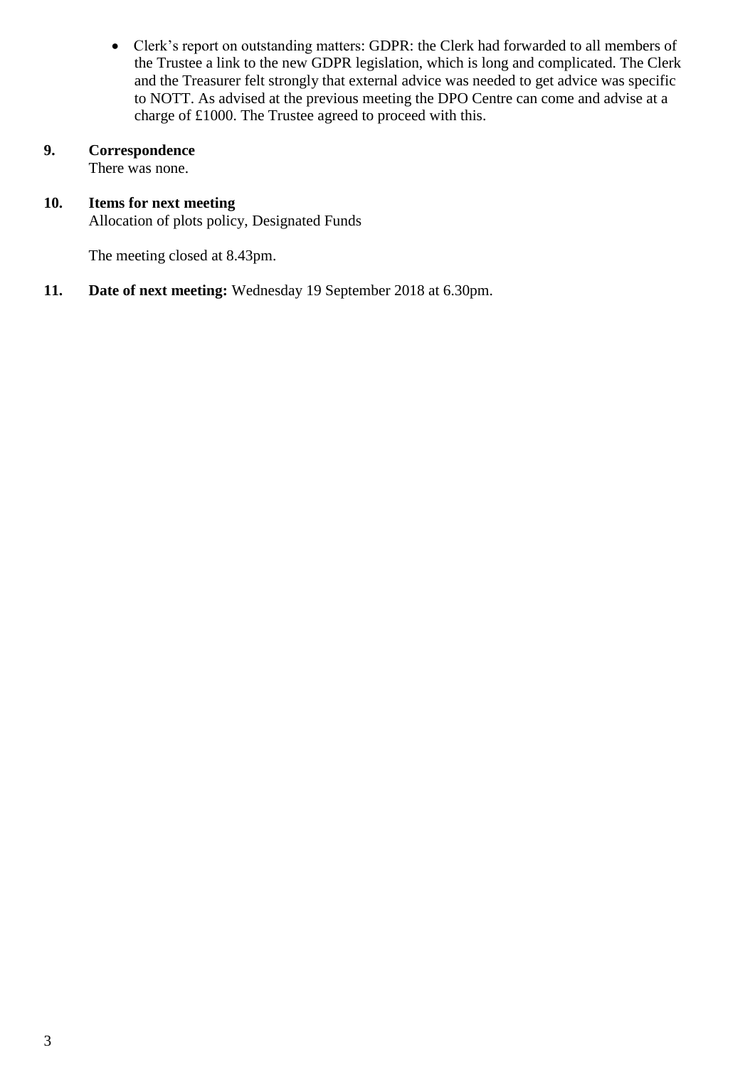- Clerk's report on outstanding matters: GDPR: the Clerk had forwarded to all members of the Trustee a link to the new GDPR legislation, which is long and complicated. The Clerk and the Treasurer felt strongly that external advice was needed to get advice was specific to NOTT. As advised at the previous meeting the DPO Centre can come and advise at a charge of £1000. The Trustee agreed to proceed with this.

**9. Correspondence**

There was none.

**10. Items for next meeting**

Allocation of plots policy, Designated Funds

The meeting closed at 8.43pm.

**11. Date of next meeting:** Wednesday 19 September 2018 at 6.30pm.